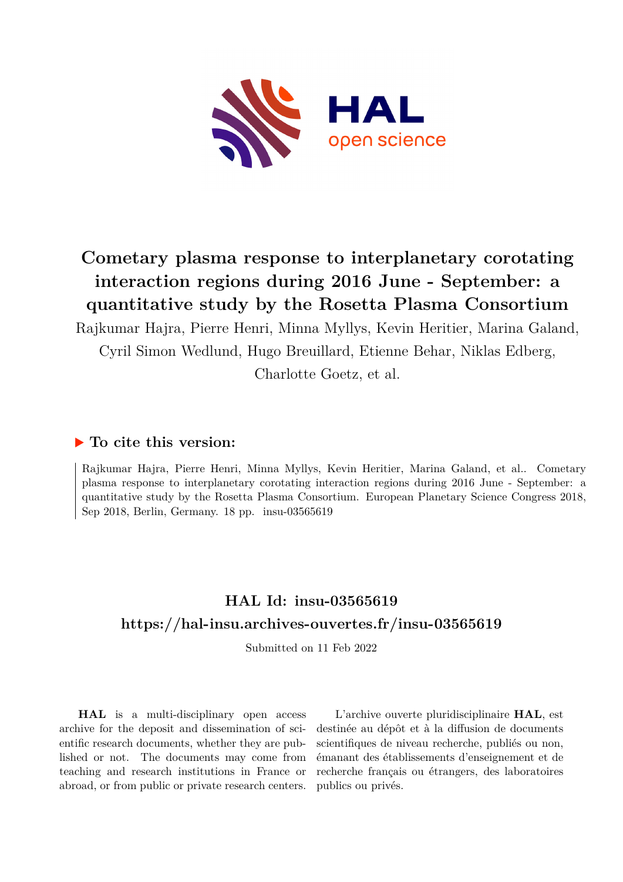# Cometary plasma response to interplanetary corotating interaction regions during 2016 June - September: a quantitative study by the Rosetta Plasma Consortium

Rajkumar Hajra, Pierre Henri, Minna Myllys, Kevin Heritier, Marina Galand, Cyril Simon Wedlund, Hugo Breuillard, Etienne Behar, Niklas Edberg, Charlotte Goetz, et al.

## ▶ To cite this version:

Rajkumar Hajra, Pierre Henri, Minna Myllys, Kevin Heritier, Marina Galand, et al.. Cometary plasma response to interplanetary corotating interaction regions during 2016 June - September: a quantitative study by the Rosetta Plasma Consortium. European Planetary Science Congress 2018, Sep 2018, Berlin, Germany. 18 pp. insu-03565619

## HAL Id: insu-03565619

## https://hal-insu.archives-ouvertes.fr/insu-03565619

Submitted on 11 Feb 2022

**HAL** is a multi-disciplinary open access archive for the deposit and dissemination of scientific research documents, whether they are published or not. The documents may come from teaching and research institutions in France or abroad, or from public or private research centers.

L'archive ouverte pluridisciplinaire **HAL**, est destinée au dépôt et à la diffusion de documents scientifiques de niveau recherche, publiés ou non, émanant des établissements d'enseignement et de recherche français ou étrangers, des laboratoires publics ou privés.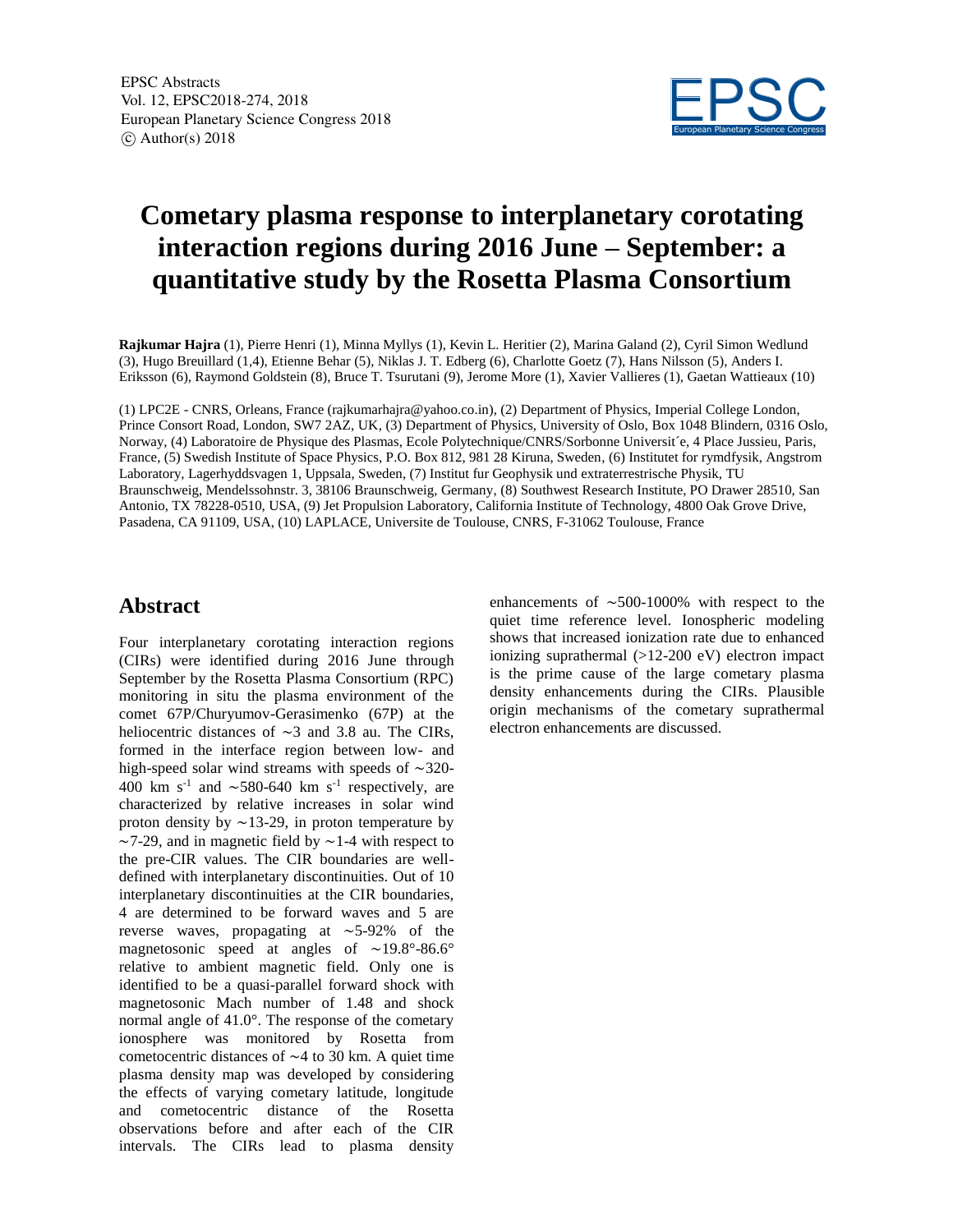EPSC Abstracts
Vol. 12, EPSC2018-274, 2018
European Planetary Science Congress 2018
© Author(s) 2018

# Cometary plasma response to interplanetary corotating interaction regions during 2016 June – September: a quantitative study by the Rosetta Plasma Consortium

**Rajkumar Hajra** (1), Pierre Henri (1), Minna Myllys (1), Kevin L. Heritier (2), Marina Galand (2), Cyril Simon Wedlund (3), Hugo Breuillard (1,4), Etienne Behar (5), Niklas J. T. Edberg (6), Charlotte Goetz (7), Hans Nilsson (5), Anders I. Eriksson (6), Raymond Goldstein (8), Bruce T. Tsurutani (9), Jerome More (1), Xavier Vallieres (1), Gaetan Wattieaux (10)

(1) LPC2E - CNRS, Orleans, France (rajkumarhajra@yahoo.co.in), (2) Department of Physics, Imperial College London, Prince Consort Road, London, SW7 2AZ, UK, (3) Department of Physics, University of Oslo, Box 1048 Blindern, 0316 Oslo, Norway, (4) Laboratoire de Physique des Plasmas, Ecole Polytechnique/CNRS/Sorbonne Universit´e, 4 Place Jussieu, Paris, France, (5) Swedish Institute of Space Physics, P.O. Box 812, 981 28 Kiruna, Sweden, (6) Institutet for rymdfysik, Angstrom Laboratory, Lagerhyddsvagen 1, Uppsala, Sweden, (7) Institut fur Geophysik und extraterrestrische Physik, TU Braunschweig, Mendelssohnstr. 3, 38106 Braunschweig, Germany, (8) Southwest Research Institute, PO Drawer 28510, San Antonio, TX 78228-0510, USA, (9) Jet Propulsion Laboratory, California Institute of Technology, 4800 Oak Grove Drive, Pasadena, CA 91109, USA, (10) LAPLACE, Universite de Toulouse, CNRS, F-31062 Toulouse, France

## Abstract

Four interplanetary corotating interaction regions (CIRs) were identified during 2016 June through September by the Rosetta Plasma Consortium (RPC) monitoring in situ the plasma environment of the comet 67P/Churyumov-Gerasimenko (67P) at the heliocentric distances of ∼3 and 3.8 au. The CIRs, formed in the interface region between low- and high-speed solar wind streams with speeds of ∼320-400 km $s^{-1}$ and ∼580-640 km $s^{-1}$ respectively, are characterized by relative increases in solar wind proton density by ∼13-29, in proton temperature by ∼7-29, and in magnetic field by ∼1-4 with respect to the pre-CIR values. The CIR boundaries are well-defined with interplanetary discontinuities. Out of 10 interplanetary discontinuities at the CIR boundaries, 4 are determined to be forward waves and 5 are reverse waves, propagating at ∼5-92% of the magnetosonic speed at angles of ∼19.8°-86.6° relative to ambient magnetic field. Only one is identified to be a quasi-parallel forward shock with magnetosonic Mach number of 1.48 and shock normal angle of 41.0°. The response of the cometary ionosphere was monitored by Rosetta from cometocentric distances of ∼4 to 30 km. A quiet time plasma density map was developed by considering the effects of varying cometary latitude, longitude and cometocentric distance of the Rosetta observations before and after each of the CIR intervals. The CIRs lead to plasma density enhancements of ∼500-1000% with respect to the quiet time reference level. Ionospheric modeling shows that increased ionization rate due to enhanced ionizing suprathermal (>12-200 eV) electron impact is the prime cause of the large cometary plasma density enhancements during the CIRs. Plausible origin mechanisms of the cometary suprathermal electron enhancements are discussed.